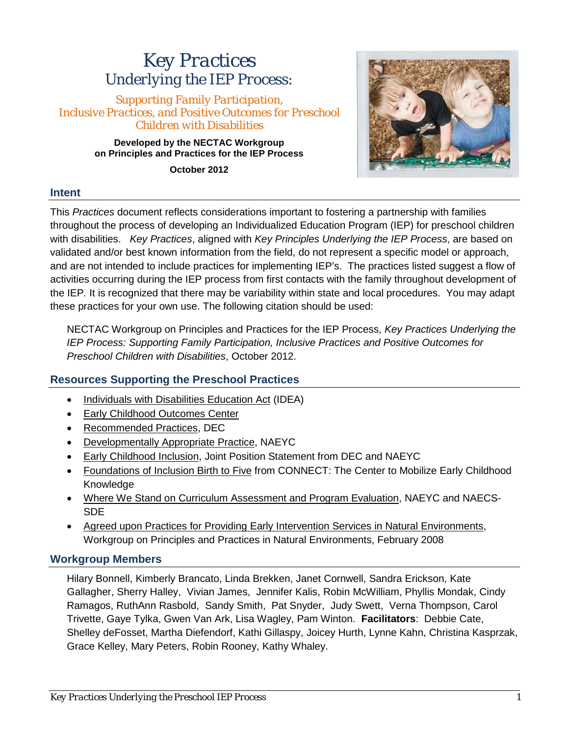# *Key Practices*
## Underlying the IEP Process:

*Supporting Family Participation, Inclusive Practices, and Positive Outcomes for Preschool Children with Disabilities*

**Developed by the NECTAC Workgroup on Principles and Practices for the IEP Process**

**October 2012**

### Intent

This *Practices* document reflects considerations important to fostering a partnership with families throughout the process of developing an Individualized Education Program (IEP) for preschool children with disabilities. *Key Practices*, aligned with *Key Principles Underlying the IEP Process*, are based on validated and/or best known information from the field, do not represent a specific model or approach, and are not intended to include practices for implementing IEP's. The practices listed suggest a flow of activities occurring during the IEP process from first contacts with the family throughout development of the IEP. It is recognized that there may be variability within state and local procedures. You may adapt these practices for your own use. The following citation should be used:

> NECTAC Workgroup on Principles and Practices for the IEP Process, *Key Practices Underlying the IEP Process: Supporting Family Participation, Inclusive Practices and Positive Outcomes for Preschool Children with Disabilities*, October 2012.

### Resources Supporting the Preschool Practices

- Individuals with Disabilities Education Act (IDEA)
- Early Childhood Outcomes Center
- Recommended Practices, DEC
- Developmentally Appropriate Practice, NAEYC
- Early Childhood Inclusion, Joint Position Statement from DEC and NAEYC
- Foundations of Inclusion Birth to Five from CONNECT: The Center to Mobilize Early Childhood Knowledge
- Where We Stand on Curriculum Assessment and Program Evaluation, NAEYC and NAECS-SDE
- Agreed upon Practices for Providing Early Intervention Services in Natural Environments, Workgroup on Principles and Practices in Natural Environments, February 2008

### Workgroup Members

Hilary Bonnell, Kimberly Brancato, Linda Brekken, Janet Cornwell, Sandra Erickson, Kate Gallagher, Sherry Halley, Vivian James, Jennifer Kalis, Robin McWilliam, Phyllis Mondak, Cindy Ramagos, RuthAnn Rasbold, Sandy Smith, Pat Snyder, Judy Swett, Verna Thompson, Carol Trivette, Gaye Tylka, Gwen Van Ark, Lisa Wagley, Pam Winton. **Facilitators**: Debbie Cate, Shelley deFosset, Martha Diefendorf, Kathi Gillaspy, Joicey Hurth, Lynne Kahn, Christina Kasprzak, Grace Kelley, Mary Peters, Robin Rooney, Kathy Whaley.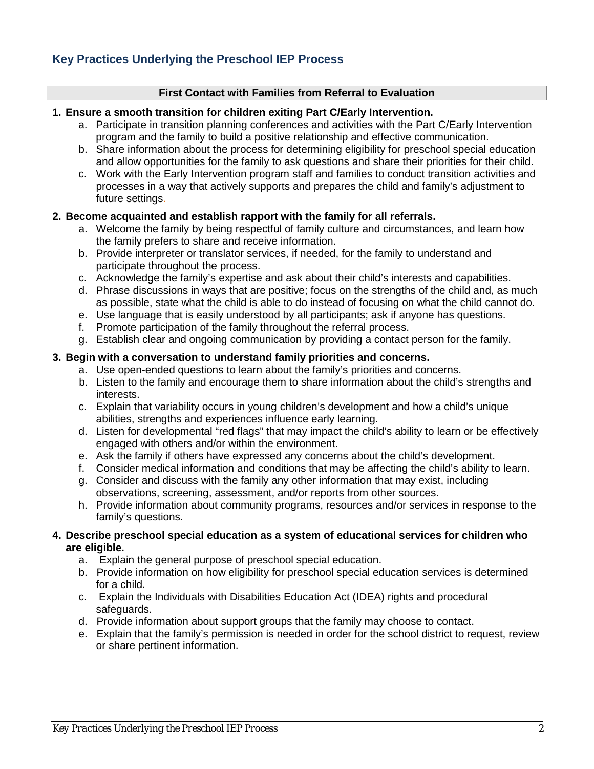## Key Practices Underlying the Preschool IEP Process

### First Contact with Families from Referral to Evaluation

1. **Ensure a smooth transition for children exiting Part C/Early Intervention.**
   a. Participate in transition planning conferences and activities with the Part C/Early Intervention program and the family to build a positive relationship and effective communication.
   b. Share information about the process for determining eligibility for preschool special education and allow opportunities for the family to ask questions and share their priorities for their child.
   c. Work with the Early Intervention program staff and families to conduct transition activities and processes in a way that actively supports and prepares the child and family's adjustment to future settings.

2. **Become acquainted and establish rapport with the family for all referrals.**
   a. Welcome the family by being respectful of family culture and circumstances, and learn how the family prefers to share and receive information.
   b. Provide interpreter or translator services, if needed, for the family to understand and participate throughout the process.
   c. Acknowledge the family's expertise and ask about their child's interests and capabilities.
   d. Phrase discussions in ways that are positive; focus on the strengths of the child and, as much as possible, state what the child is able to do instead of focusing on what the child cannot do.
   e. Use language that is easily understood by all participants; ask if anyone has questions.
   f. Promote participation of the family throughout the referral process.
   g. Establish clear and ongoing communication by providing a contact person for the family.

3. **Begin with a conversation to understand family priorities and concerns.**
   a. Use open-ended questions to learn about the family's priorities and concerns.
   b. Listen to the family and encourage them to share information about the child's strengths and interests.
   c. Explain that variability occurs in young children's development and how a child's unique abilities, strengths and experiences influence early learning.
   d. Listen for developmental "red flags" that may impact the child's ability to learn or be effectively engaged with others and/or within the environment.
   e. Ask the family if others have expressed any concerns about the child's development.
   f. Consider medical information and conditions that may be affecting the child's ability to learn.
   g. Consider and discuss with the family any other information that may exist, including observations, screening, assessment, and/or reports from other sources.
   h. Provide information about community programs, resources and/or services in response to the family's questions.

4. **Describe preschool special education as a system of educational services for children who are eligible.**
   a. Explain the general purpose of preschool special education.
   b. Provide information on how eligibility for preschool special education services is determined for a child.
   c. Explain the Individuals with Disabilities Education Act (IDEA) rights and procedural safeguards.
   d. Provide information about support groups that the family may choose to contact.
   e. Explain that the family's permission is needed in order for the school district to request, review or share pertinent information.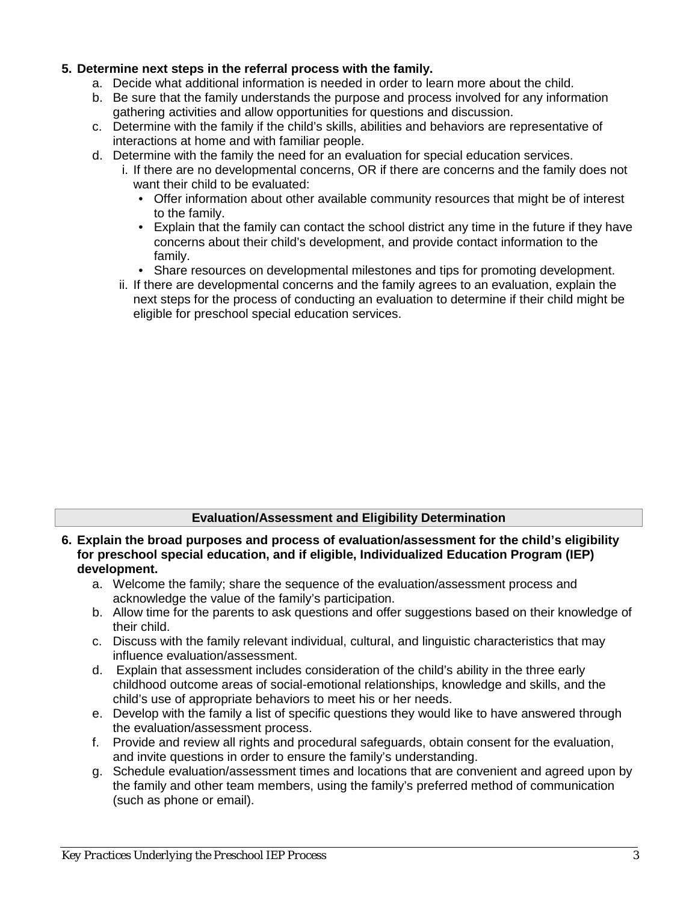**5. Determine next steps in the referral process with the family.**

a. Decide what additional information is needed in order to learn more about the child.
b. Be sure that the family understands the purpose and process involved for any information gathering activities and allow opportunities for questions and discussion.
c. Determine with the family if the child's skills, abilities and behaviors are representative of interactions at home and with familiar people.
d. Determine with the family the need for an evaluation for special education services.
    i. If there are no developmental concerns, OR if there are concerns and the family does not want their child to be evaluated:
        - Offer information about other available community resources that might be of interest to the family.
        - Explain that the family can contact the school district any time in the future if they have concerns about their child's development, and provide contact information to the family.
        - Share resources on developmental milestones and tips for promoting development.
    ii. If there are developmental concerns and the family agrees to an evaluation, explain the next steps for the process of conducting an evaluation to determine if their child might be eligible for preschool special education services.

## Evaluation/Assessment and Eligibility Determination

**6. Explain the broad purposes and process of evaluation/assessment for the child's eligibility for preschool special education, and if eligible, Individualized Education Program (IEP) development.**

a. Welcome the family; share the sequence of the evaluation/assessment process and acknowledge the value of the family's participation.
b. Allow time for the parents to ask questions and offer suggestions based on their knowledge of their child.
c. Discuss with the family relevant individual, cultural, and linguistic characteristics that may influence evaluation/assessment.
d. Explain that assessment includes consideration of the child's ability in the three early childhood outcome areas of social-emotional relationships, knowledge and skills, and the child's use of appropriate behaviors to meet his or her needs.
e. Develop with the family a list of specific questions they would like to have answered through the evaluation/assessment process.
f. Provide and review all rights and procedural safeguards, obtain consent for the evaluation, and invite questions in order to ensure the family's understanding.
g. Schedule evaluation/assessment times and locations that are convenient and agreed upon by the family and other team members, using the family's preferred method of communication (such as phone or email).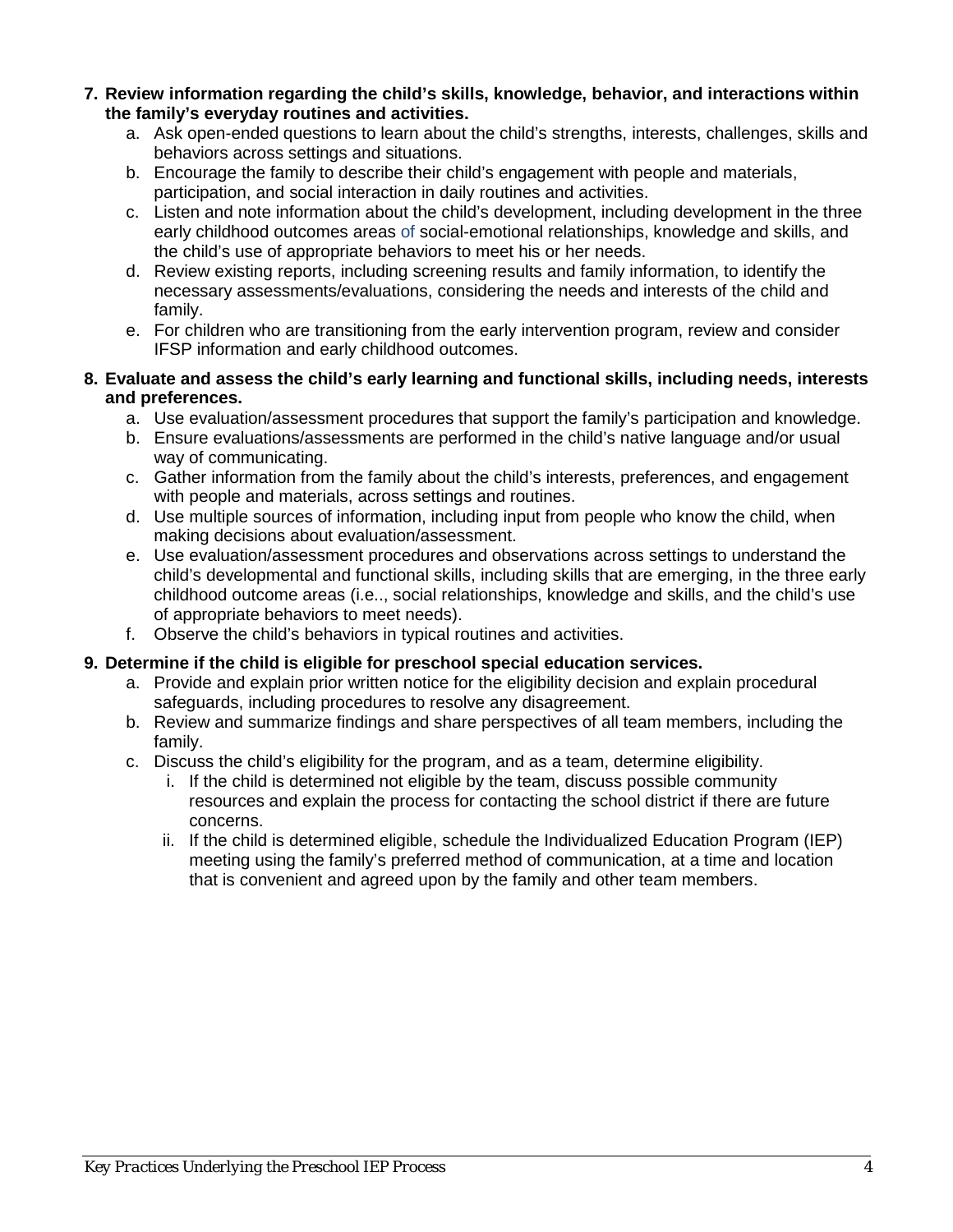7. **Review information regarding the child's skills, knowledge, behavior, and interactions within the family's everyday routines and activities.**
    a. Ask open-ended questions to learn about the child's strengths, interests, challenges, skills and behaviors across settings and situations.
    b. Encourage the family to describe their child's engagement with people and materials, participation, and social interaction in daily routines and activities.
    c. Listen and note information about the child's development, including development in the three early childhood outcomes areas of social-emotional relationships, knowledge and skills, and the child's use of appropriate behaviors to meet his or her needs.
    d. Review existing reports, including screening results and family information, to identify the necessary assessments/evaluations, considering the needs and interests of the child and family.
    e. For children who are transitioning from the early intervention program, review and consider IFSP information and early childhood outcomes.
8. **Evaluate and assess the child's early learning and functional skills, including needs, interests and preferences.**
    a. Use evaluation/assessment procedures that support the family's participation and knowledge.
    b. Ensure evaluations/assessments are performed in the child's native language and/or usual way of communicating.
    c. Gather information from the family about the child's interests, preferences, and engagement with people and materials, across settings and routines.
    d. Use multiple sources of information, including input from people who know the child, when making decisions about evaluation/assessment.
    e. Use evaluation/assessment procedures and observations across settings to understand the child's developmental and functional skills, including skills that are emerging, in the three early childhood outcome areas (i.e.., social relationships, knowledge and skills, and the child's use of appropriate behaviors to meet needs).
    f. Observe the child's behaviors in typical routines and activities.
9. **Determine if the child is eligible for preschool special education services.**
    a. Provide and explain prior written notice for the eligibility decision and explain procedural safeguards, including procedures to resolve any disagreement.
    b. Review and summarize findings and share perspectives of all team members, including the family.
    c. Discuss the child's eligibility for the program, and as a team, determine eligibility.
        i. If the child is determined not eligible by the team, discuss possible community resources and explain the process for contacting the school district if there are future concerns.
        ii. If the child is determined eligible, schedule the Individualized Education Program (IEP) meeting using the family's preferred method of communication, at a time and location that is convenient and agreed upon by the family and other team members.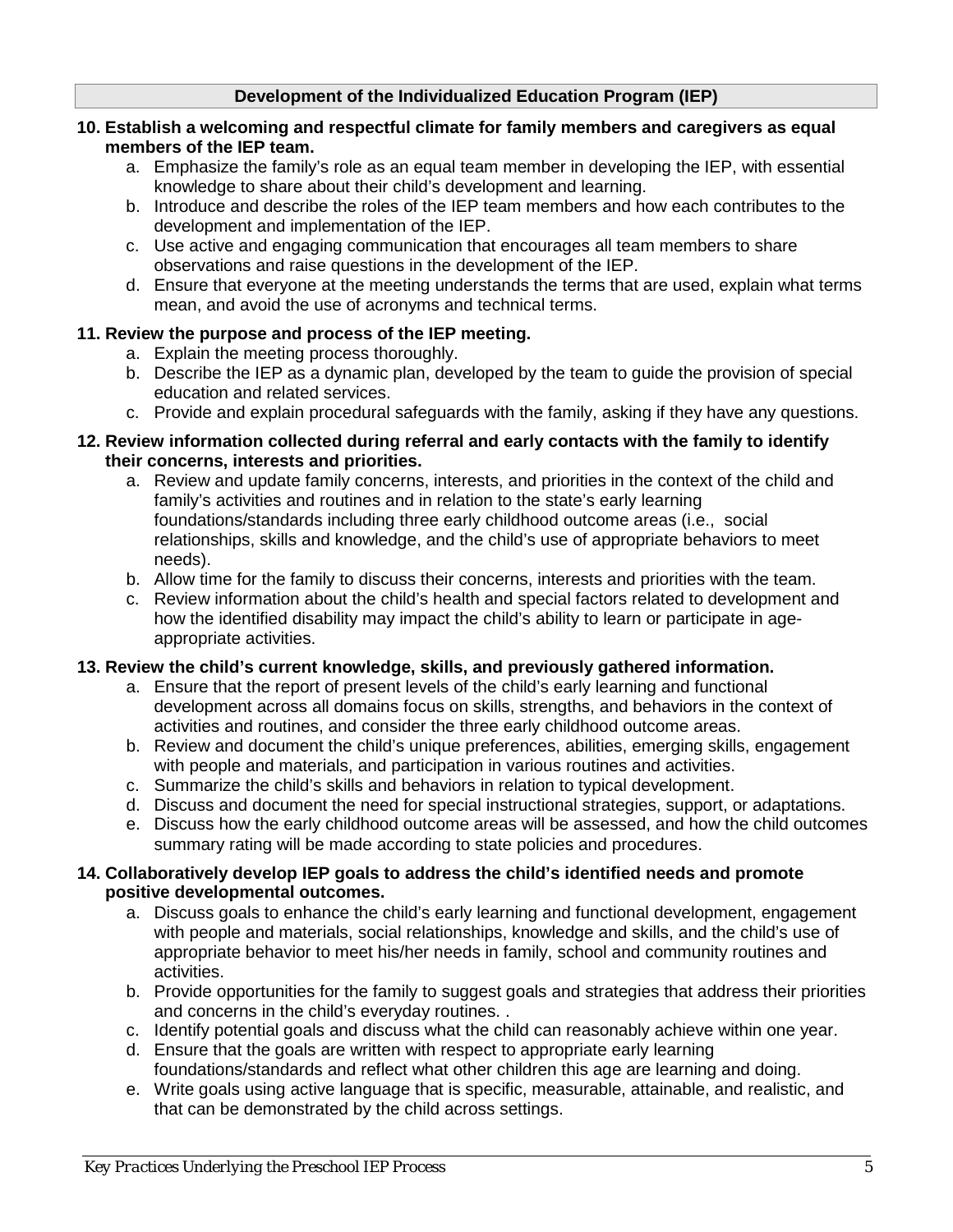## Development of the Individualized Education Program (IEP)

**10. Establish a welcoming and respectful climate for family members and caregivers as equal members of the IEP team.**

a. Emphasize the family's role as an equal team member in developing the IEP, with essential knowledge to share about their child's development and learning.
b. Introduce and describe the roles of the IEP team members and how each contributes to the development and implementation of the IEP.
c. Use active and engaging communication that encourages all team members to share observations and raise questions in the development of the IEP.
d. Ensure that everyone at the meeting understands the terms that are used, explain what terms mean, and avoid the use of acronyms and technical terms.

**11. Review the purpose and process of the IEP meeting.**

a. Explain the meeting process thoroughly.
b. Describe the IEP as a dynamic plan, developed by the team to guide the provision of special education and related services.
c. Provide and explain procedural safeguards with the family, asking if they have any questions.

**12. Review information collected during referral and early contacts with the family to identify their concerns, interests and priorities.**

a. Review and update family concerns, interests, and priorities in the context of the child and family's activities and routines and in relation to the state's early learning foundations/standards including three early childhood outcome areas (i.e., social relationships, skills and knowledge, and the child's use of appropriate behaviors to meet needs).
b. Allow time for the family to discuss their concerns, interests and priorities with the team.
c. Review information about the child's health and special factors related to development and how the identified disability may impact the child's ability to learn or participate in age-appropriate activities.

**13. Review the child's current knowledge, skills, and previously gathered information.**

a. Ensure that the report of present levels of the child's early learning and functional development across all domains focus on skills, strengths, and behaviors in the context of activities and routines, and consider the three early childhood outcome areas.
b. Review and document the child's unique preferences, abilities, emerging skills, engagement with people and materials, and participation in various routines and activities.
c. Summarize the child's skills and behaviors in relation to typical development.
d. Discuss and document the need for special instructional strategies, support, or adaptations.
e. Discuss how the early childhood outcome areas will be assessed, and how the child outcomes summary rating will be made according to state policies and procedures.

**14. Collaboratively develop IEP goals to address the child's identified needs and promote positive developmental outcomes.**

a. Discuss goals to enhance the child's early learning and functional development, engagement with people and materials, social relationships, knowledge and skills, and the child's use of appropriate behavior to meet his/her needs in family, school and community routines and activities.
b. Provide opportunities for the family to suggest goals and strategies that address their priorities and concerns in the child's everyday routines. .
c. Identify potential goals and discuss what the child can reasonably achieve within one year.
d. Ensure that the goals are written with respect to appropriate early learning foundations/standards and reflect what other children this age are learning and doing.
e. Write goals using active language that is specific, measurable, attainable, and realistic, and that can be demonstrated by the child across settings.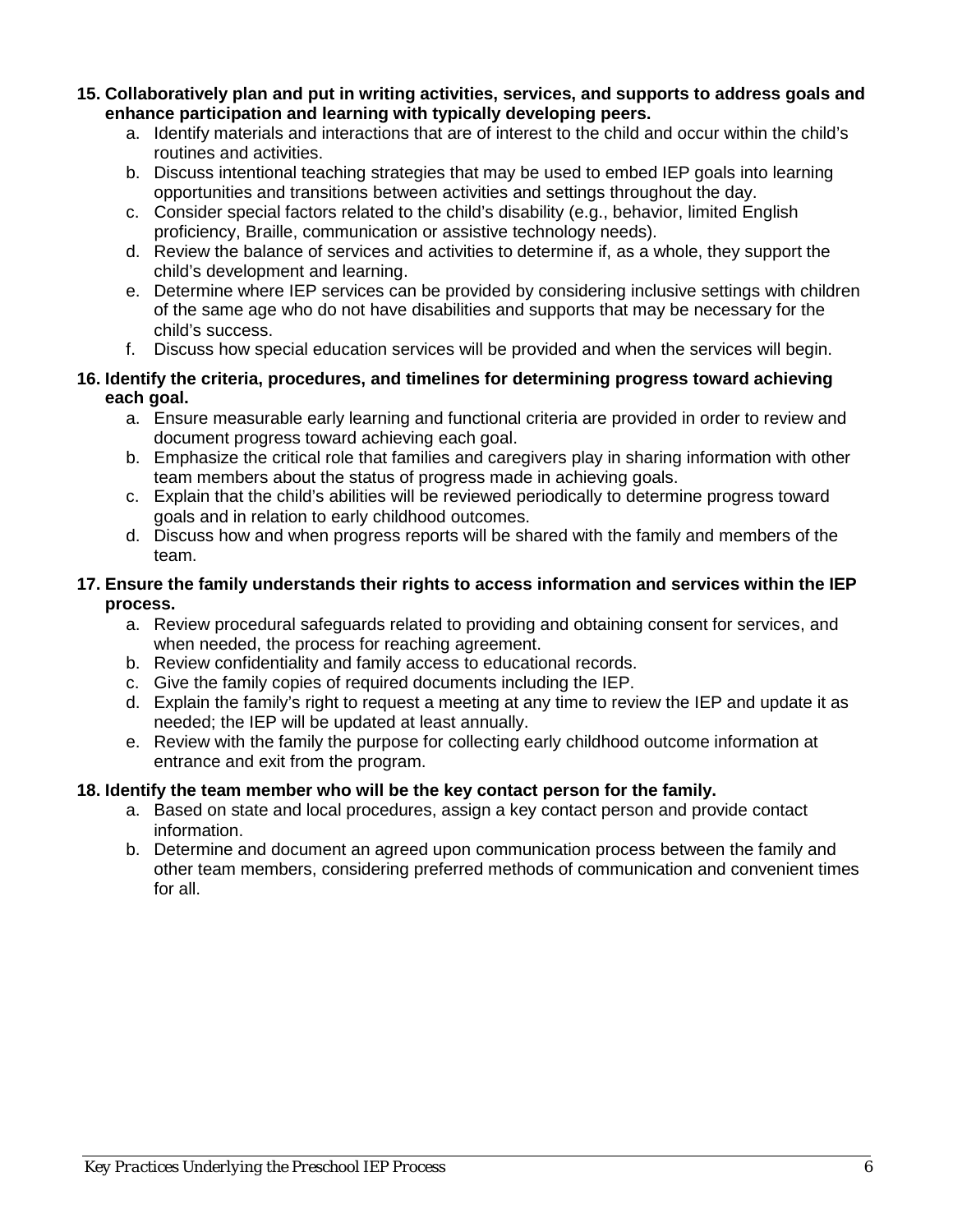**15. Collaboratively plan and put in writing activities, services, and supports to address goals and enhance participation and learning with typically developing peers.**

  a. Identify materials and interactions that are of interest to the child and occur within the child's routines and activities.
  b. Discuss intentional teaching strategies that may be used to embed IEP goals into learning opportunities and transitions between activities and settings throughout the day.
  c. Consider special factors related to the child's disability (e.g., behavior, limited English proficiency, Braille, communication or assistive technology needs).
  d. Review the balance of services and activities to determine if, as a whole, they support the child's development and learning.
  e. Determine where IEP services can be provided by considering inclusive settings with children of the same age who do not have disabilities and supports that may be necessary for the child's success.
  f. Discuss how special education services will be provided and when the services will begin.

**16. Identify the criteria, procedures, and timelines for determining progress toward achieving each goal.**

  a. Ensure measurable early learning and functional criteria are provided in order to review and document progress toward achieving each goal.
  b. Emphasize the critical role that families and caregivers play in sharing information with other team members about the status of progress made in achieving goals.
  c. Explain that the child's abilities will be reviewed periodically to determine progress toward goals and in relation to early childhood outcomes.
  d. Discuss how and when progress reports will be shared with the family and members of the team.

**17. Ensure the family understands their rights to access information and services within the IEP process.**

  a. Review procedural safeguards related to providing and obtaining consent for services, and when needed, the process for reaching agreement.
  b. Review confidentiality and family access to educational records.
  c. Give the family copies of required documents including the IEP.
  d. Explain the family's right to request a meeting at any time to review the IEP and update it as needed; the IEP will be updated at least annually.
  e. Review with the family the purpose for collecting early childhood outcome information at entrance and exit from the program.

**18. Identify the team member who will be the key contact person for the family.**

  a. Based on state and local procedures, assign a key contact person and provide contact information.
  b. Determine and document an agreed upon communication process between the family and other team members, considering preferred methods of communication and convenient times for all.